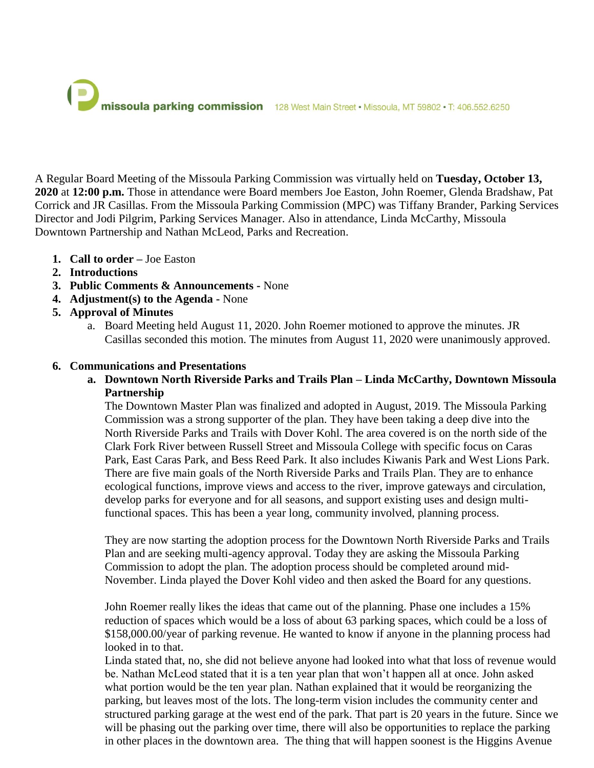missoula parking commission 128 West Main Street • Missoula, MT 59802 • T: 406.552.6250

A Regular Board Meeting of the Missoula Parking Commission was virtually held on **Tuesday, October 13, 2020** at **12:00 p.m.** Those in attendance were Board members Joe Easton, John Roemer, Glenda Bradshaw, Pat Corrick and JR Casillas. From the Missoula Parking Commission (MPC) was Tiffany Brander, Parking Services Director and Jodi Pilgrim, Parking Services Manager. Also in attendance, Linda McCarthy, Missoula Downtown Partnership and Nathan McLeod, Parks and Recreation.

1. **Call to order –** Joe Easton
2. **Introductions**
3. **Public Comments & Announcements -** None
4. **Adjustment(s) to the Agenda -** None
5. **Approval of Minutes**
    a. Board Meeting held August 11, 2020. John Roemer motioned to approve the minutes. JR Casillas seconded this motion. The minutes from August 11, 2020 were unanimously approved.

6. **Communications and Presentations**
    a. **Downtown North Riverside Parks and Trails Plan – Linda McCarthy, Downtown Missoula Partnership**

    The Downtown Master Plan was finalized and adopted in August, 2019. The Missoula Parking Commission was a strong supporter of the plan. They have been taking a deep dive into the North Riverside Parks and Trails with Dover Kohl. The area covered is on the north side of the Clark Fork River between Russell Street and Missoula College with specific focus on Caras Park, East Caras Park, and Bess Reed Park. It also includes Kiwanis Park and West Lions Park. There are five main goals of the North Riverside Parks and Trails Plan. They are to enhance ecological functions, improve views and access to the river, improve gateways and circulation, develop parks for everyone and for all seasons, and support existing uses and design multi-functional spaces. This has been a year long, community involved, planning process.

    They are now starting the adoption process for the Downtown North Riverside Parks and Trails Plan and are seeking multi-agency approval. Today they are asking the Missoula Parking Commission to adopt the plan. The adoption process should be completed around mid-November. Linda played the Dover Kohl video and then asked the Board for any questions.

    John Roemer really likes the ideas that came out of the planning. Phase one includes a 15% reduction of spaces which would be a loss of about 63 parking spaces, which could be a loss of $158,000.00/year of parking revenue. He wanted to know if anyone in the planning process had looked in to that.

    Linda stated that, no, she did not believe anyone had looked into what that loss of revenue would be. Nathan McLeod stated that it is a ten year plan that won't happen all at once. John asked what portion would be the ten year plan. Nathan explained that it would be reorganizing the parking, but leaves most of the lots. The long-term vision includes the community center and structured parking garage at the west end of the park. That part is 20 years in the future. Since we will be phasing out the parking over time, there will also be opportunities to replace the parking in other places in the downtown area. The thing that will happen soonest is the Higgins Avenue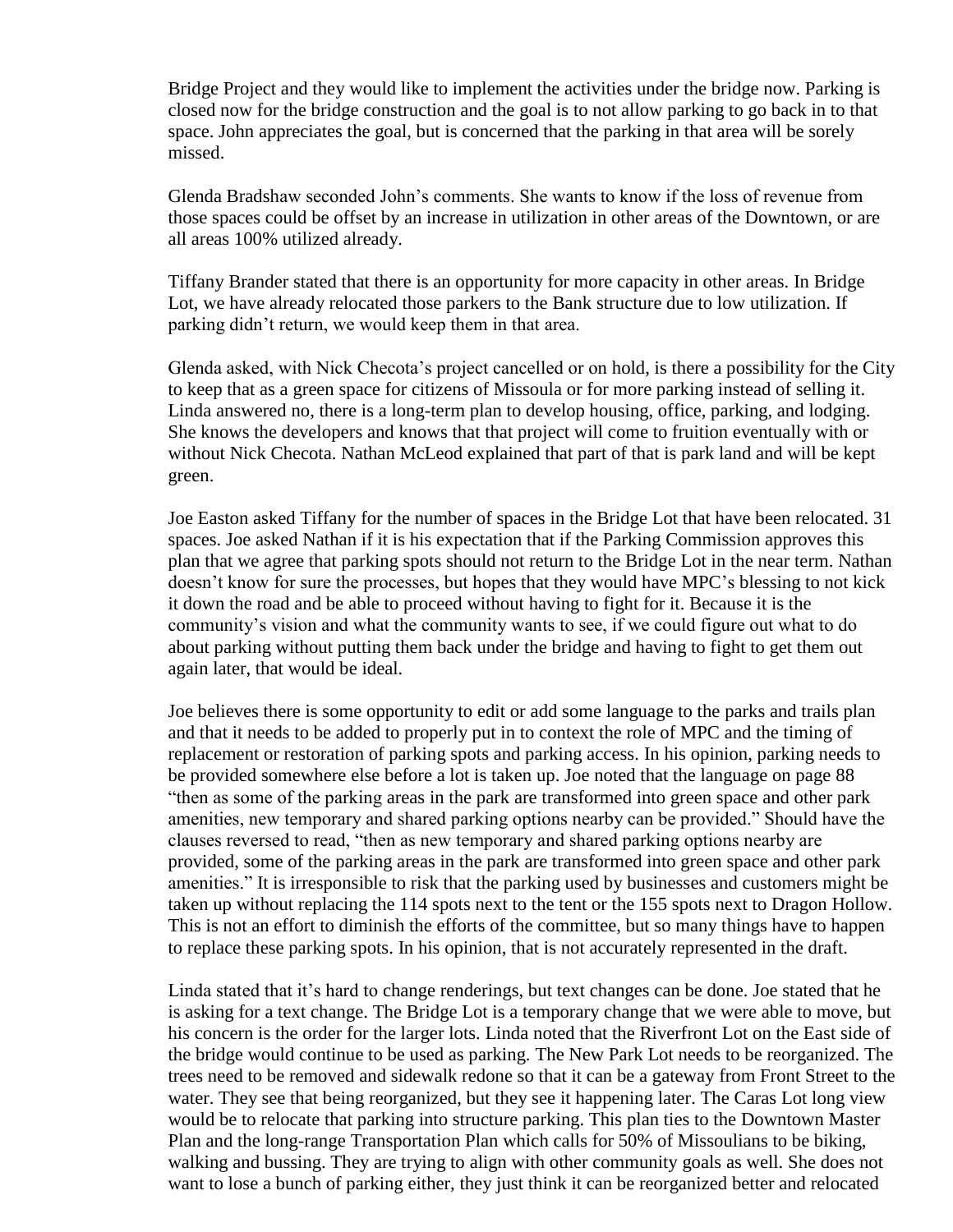Bridge Project and they would like to implement the activities under the bridge now. Parking is closed now for the bridge construction and the goal is to not allow parking to go back in to that space. John appreciates the goal, but is concerned that the parking in that area will be sorely missed.

Glenda Bradshaw seconded John's comments. She wants to know if the loss of revenue from those spaces could be offset by an increase in utilization in other areas of the Downtown, or are all areas 100% utilized already.

Tiffany Brander stated that there is an opportunity for more capacity in other areas. In Bridge Lot, we have already relocated those parkers to the Bank structure due to low utilization. If parking didn't return, we would keep them in that area.

Glenda asked, with Nick Checota's project cancelled or on hold, is there a possibility for the City to keep that as a green space for citizens of Missoula or for more parking instead of selling it. Linda answered no, there is a long-term plan to develop housing, office, parking, and lodging. She knows the developers and knows that that project will come to fruition eventually with or without Nick Checota. Nathan McLeod explained that part of that is park land and will be kept green.

Joe Easton asked Tiffany for the number of spaces in the Bridge Lot that have been relocated. 31 spaces. Joe asked Nathan if it is his expectation that if the Parking Commission approves this plan that we agree that parking spots should not return to the Bridge Lot in the near term. Nathan doesn't know for sure the processes, but hopes that they would have MPC's blessing to not kick it down the road and be able to proceed without having to fight for it. Because it is the community's vision and what the community wants to see, if we could figure out what to do about parking without putting them back under the bridge and having to fight to get them out again later, that would be ideal.

Joe believes there is some opportunity to edit or add some language to the parks and trails plan and that it needs to be added to properly put in to context the role of MPC and the timing of replacement or restoration of parking spots and parking access. In his opinion, parking needs to be provided somewhere else before a lot is taken up. Joe noted that the language on page 88 "then as some of the parking areas in the park are transformed into green space and other park amenities, new temporary and shared parking options nearby can be provided." Should have the clauses reversed to read, "then as new temporary and shared parking options nearby are provided, some of the parking areas in the park are transformed into green space and other park amenities." It is irresponsible to risk that the parking used by businesses and customers might be taken up without replacing the 114 spots next to the tent or the 155 spots next to Dragon Hollow. This is not an effort to diminish the efforts of the committee, but so many things have to happen to replace these parking spots. In his opinion, that is not accurately represented in the draft.

Linda stated that it's hard to change renderings, but text changes can be done. Joe stated that he is asking for a text change. The Bridge Lot is a temporary change that we were able to move, but his concern is the order for the larger lots. Linda noted that the Riverfront Lot on the East side of the bridge would continue to be used as parking. The New Park Lot needs to be reorganized. The trees need to be removed and sidewalk redone so that it can be a gateway from Front Street to the water. They see that being reorganized, but they see it happening later. The Caras Lot long view would be to relocate that parking into structure parking. This plan ties to the Downtown Master Plan and the long-range Transportation Plan which calls for 50% of Missoulians to be biking, walking and bussing. They are trying to align with other community goals as well. She does not want to lose a bunch of parking either, they just think it can be reorganized better and relocated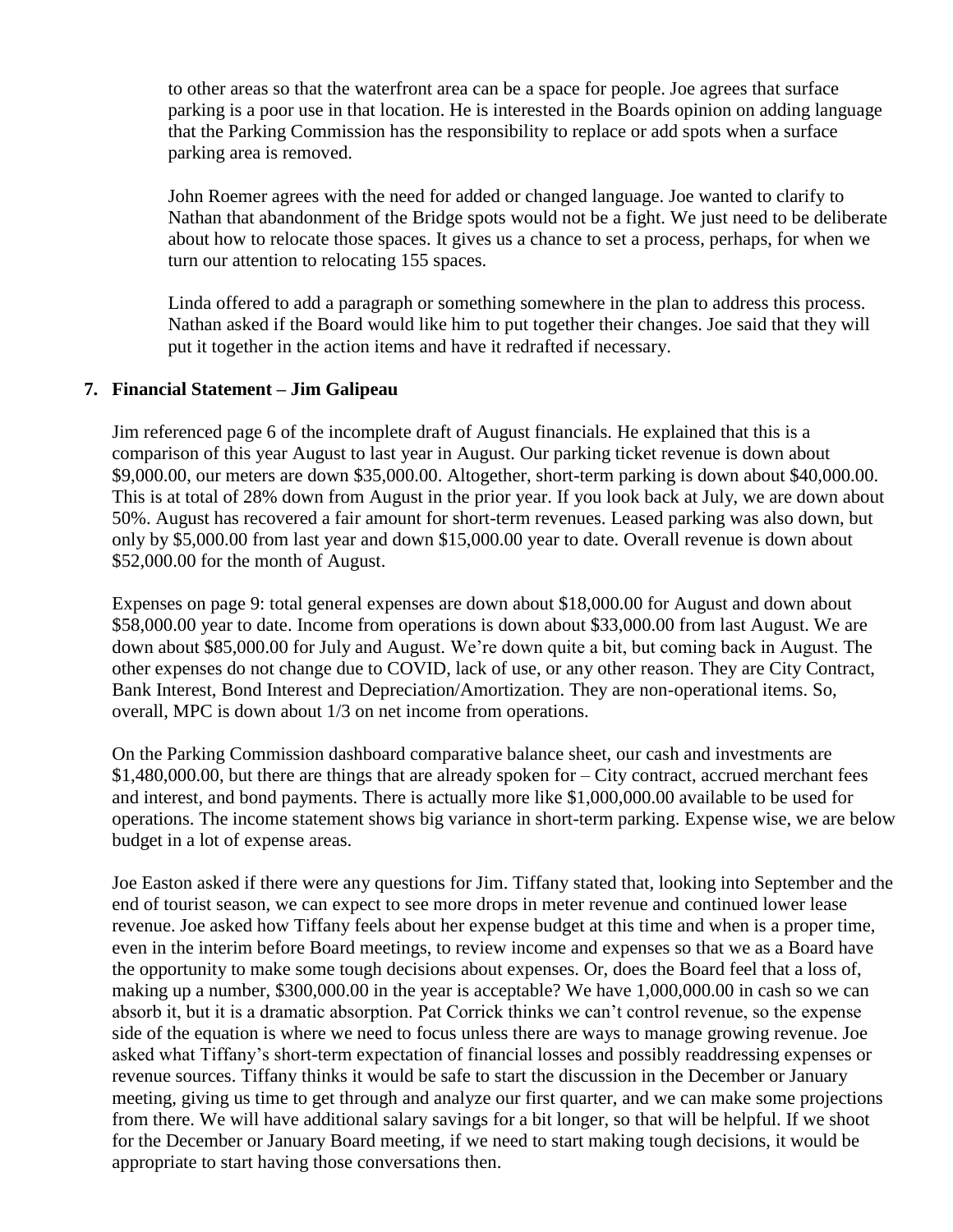to other areas so that the waterfront area can be a space for people. Joe agrees that surface parking is a poor use in that location. He is interested in the Boards opinion on adding language that the Parking Commission has the responsibility to replace or add spots when a surface parking area is removed.

John Roemer agrees with the need for added or changed language. Joe wanted to clarify to Nathan that abandonment of the Bridge spots would not be a fight. We just need to be deliberate about how to relocate those spaces. It gives us a chance to set a process, perhaps, for when we turn our attention to relocating 155 spaces.

Linda offered to add a paragraph or something somewhere in the plan to address this process. Nathan asked if the Board would like him to put together their changes. Joe said that they will put it together in the action items and have it redrafted if necessary.

**7. Financial Statement – Jim Galipeau**

Jim referenced page 6 of the incomplete draft of August financials. He explained that this is a comparison of this year August to last year in August. Our parking ticket revenue is down about $9,000.00, our meters are down $35,000.00. Altogether, short-term parking is down about $40,000.00. This is at total of 28% down from August in the prior year. If you look back at July, we are down about 50%. August has recovered a fair amount for short-term revenues. Leased parking was also down, but only by $5,000.00 from last year and down $15,000.00 year to date. Overall revenue is down about $52,000.00 for the month of August.

Expenses on page 9: total general expenses are down about $18,000.00 for August and down about $58,000.00 year to date. Income from operations is down about $33,000.00 from last August. We are down about $85,000.00 for July and August. We're down quite a bit, but coming back in August. The other expenses do not change due to COVID, lack of use, or any other reason. They are City Contract, Bank Interest, Bond Interest and Depreciation/Amortization. They are non-operational items. So, overall, MPC is down about 1/3 on net income from operations.

On the Parking Commission dashboard comparative balance sheet, our cash and investments are $1,480,000.00, but there are things that are already spoken for – City contract, accrued merchant fees and interest, and bond payments. There is actually more like $1,000,000.00 available to be used for operations. The income statement shows big variance in short-term parking. Expense wise, we are below budget in a lot of expense areas.

Joe Easton asked if there were any questions for Jim. Tiffany stated that, looking into September and the end of tourist season, we can expect to see more drops in meter revenue and continued lower lease revenue. Joe asked how Tiffany feels about her expense budget at this time and when is a proper time, even in the interim before Board meetings, to review income and expenses so that we as a Board have the opportunity to make some tough decisions about expenses. Or, does the Board feel that a loss of, making up a number, $300,000.00 in the year is acceptable? We have 1,000,000.00 in cash so we can absorb it, but it is a dramatic absorption. Pat Corrick thinks we can't control revenue, so the expense side of the equation is where we need to focus unless there are ways to manage growing revenue. Joe asked what Tiffany's short-term expectation of financial losses and possibly readdressing expenses or revenue sources. Tiffany thinks it would be safe to start the discussion in the December or January meeting, giving us time to get through and analyze our first quarter, and we can make some projections from there. We will have additional salary savings for a bit longer, so that will be helpful. If we shoot for the December or January Board meeting, if we need to start making tough decisions, it would be appropriate to start having those conversations then.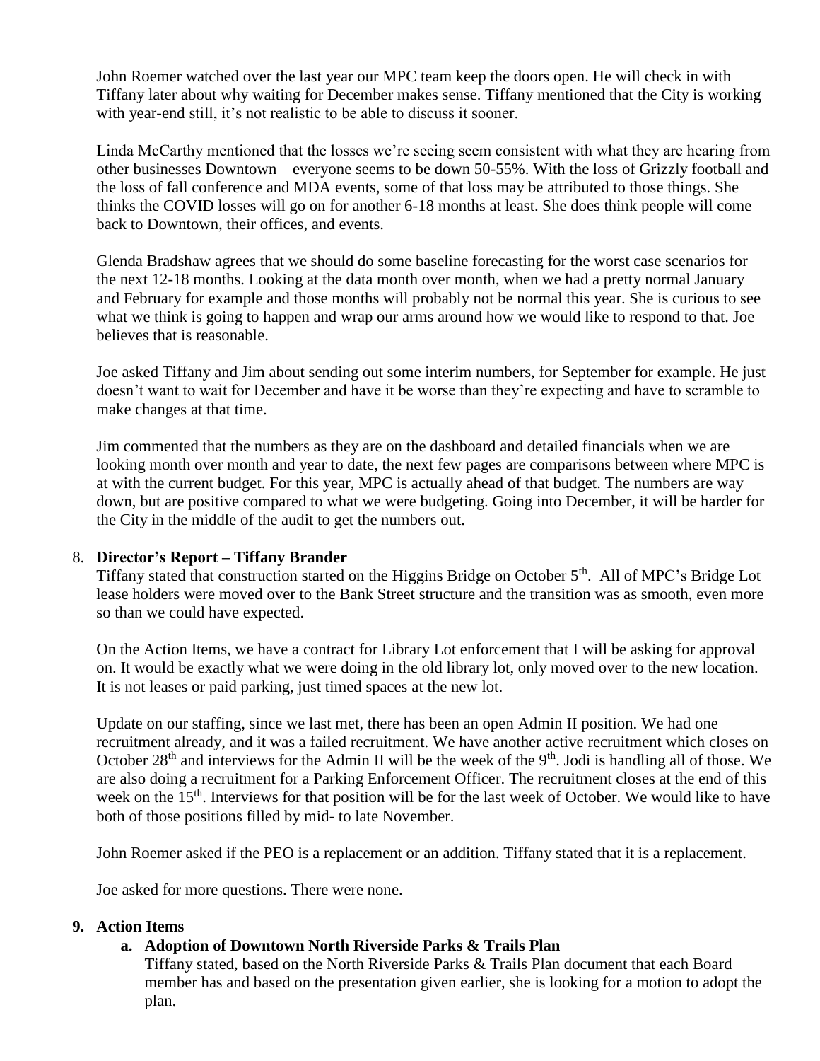John Roemer watched over the last year our MPC team keep the doors open. He will check in with Tiffany later about why waiting for December makes sense. Tiffany mentioned that the City is working with year-end still, it's not realistic to be able to discuss it sooner.

Linda McCarthy mentioned that the losses we're seeing seem consistent with what they are hearing from other businesses Downtown – everyone seems to be down 50-55%. With the loss of Grizzly football and the loss of fall conference and MDA events, some of that loss may be attributed to those things. She thinks the COVID losses will go on for another 6-18 months at least. She does think people will come back to Downtown, their offices, and events.

Glenda Bradshaw agrees that we should do some baseline forecasting for the worst case scenarios for the next 12-18 months. Looking at the data month over month, when we had a pretty normal January and February for example and those months will probably not be normal this year. She is curious to see what we think is going to happen and wrap our arms around how we would like to respond to that. Joe believes that is reasonable.

Joe asked Tiffany and Jim about sending out some interim numbers, for September for example. He just doesn't want to wait for December and have it be worse than they're expecting and have to scramble to make changes at that time.

Jim commented that the numbers as they are on the dashboard and detailed financials when we are looking month over month and year to date, the next few pages are comparisons between where MPC is at with the current budget. For this year, MPC is actually ahead of that budget. The numbers are way down, but are positive compared to what we were budgeting. Going into December, it will be harder for the City in the middle of the audit to get the numbers out.

8. **Director's Report – Tiffany Brander**

Tiffany stated that construction started on the Higgins Bridge on October 5th. All of MPC's Bridge Lot lease holders were moved over to the Bank Street structure and the transition was as smooth, even more so than we could have expected.

On the Action Items, we have a contract for Library Lot enforcement that I will be asking for approval on. It would be exactly what we were doing in the old library lot, only moved over to the new location. It is not leases or paid parking, just timed spaces at the new lot.

Update on our staffing, since we last met, there has been an open Admin II position. We had one recruitment already, and it was a failed recruitment. We have another active recruitment which closes on October 28th and interviews for the Admin II will be the week of the 9th. Jodi is handling all of those. We are also doing a recruitment for a Parking Enforcement Officer. The recruitment closes at the end of this week on the 15th. Interviews for that position will be for the last week of October. We would like to have both of those positions filled by mid- to late November.

John Roemer asked if the PEO is a replacement or an addition. Tiffany stated that it is a replacement.

Joe asked for more questions. There were none.

**9. Action Items**

**a. Adoption of Downtown North Riverside Parks & Trails Plan**

Tiffany stated, based on the North Riverside Parks & Trails Plan document that each Board member has and based on the presentation given earlier, she is looking for a motion to adopt the plan.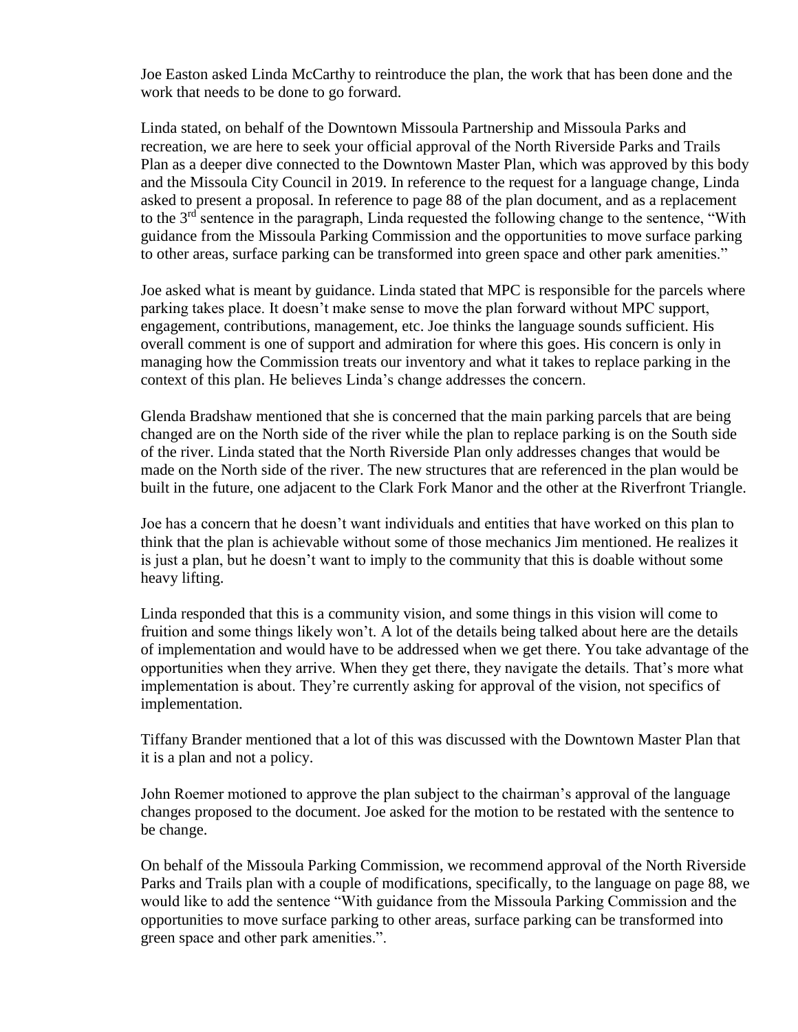Joe Easton asked Linda McCarthy to reintroduce the plan, the work that has been done and the work that needs to be done to go forward.

Linda stated, on behalf of the Downtown Missoula Partnership and Missoula Parks and recreation, we are here to seek your official approval of the North Riverside Parks and Trails Plan as a deeper dive connected to the Downtown Master Plan, which was approved by this body and the Missoula City Council in 2019. In reference to the request for a language change, Linda asked to present a proposal. In reference to page 88 of the plan document, and as a replacement to the 3rd sentence in the paragraph, Linda requested the following change to the sentence, "With guidance from the Missoula Parking Commission and the opportunities to move surface parking to other areas, surface parking can be transformed into green space and other park amenities."

Joe asked what is meant by guidance. Linda stated that MPC is responsible for the parcels where parking takes place. It doesn't make sense to move the plan forward without MPC support, engagement, contributions, management, etc. Joe thinks the language sounds sufficient. His overall comment is one of support and admiration for where this goes. His concern is only in managing how the Commission treats our inventory and what it takes to replace parking in the context of this plan. He believes Linda's change addresses the concern.

Glenda Bradshaw mentioned that she is concerned that the main parking parcels that are being changed are on the North side of the river while the plan to replace parking is on the South side of the river. Linda stated that the North Riverside Plan only addresses changes that would be made on the North side of the river. The new structures that are referenced in the plan would be built in the future, one adjacent to the Clark Fork Manor and the other at the Riverfront Triangle.

Joe has a concern that he doesn't want individuals and entities that have worked on this plan to think that the plan is achievable without some of those mechanics Jim mentioned. He realizes it is just a plan, but he doesn't want to imply to the community that this is doable without some heavy lifting.

Linda responded that this is a community vision, and some things in this vision will come to fruition and some things likely won't. A lot of the details being talked about here are the details of implementation and would have to be addressed when we get there. You take advantage of the opportunities when they arrive. When they get there, they navigate the details. That's more what implementation is about. They're currently asking for approval of the vision, not specifics of implementation.

Tiffany Brander mentioned that a lot of this was discussed with the Downtown Master Plan that it is a plan and not a policy.

John Roemer motioned to approve the plan subject to the chairman's approval of the language changes proposed to the document. Joe asked for the motion to be restated with the sentence to be change.

On behalf of the Missoula Parking Commission, we recommend approval of the North Riverside Parks and Trails plan with a couple of modifications, specifically, to the language on page 88, we would like to add the sentence "With guidance from the Missoula Parking Commission and the opportunities to move surface parking to other areas, surface parking can be transformed into green space and other park amenities.".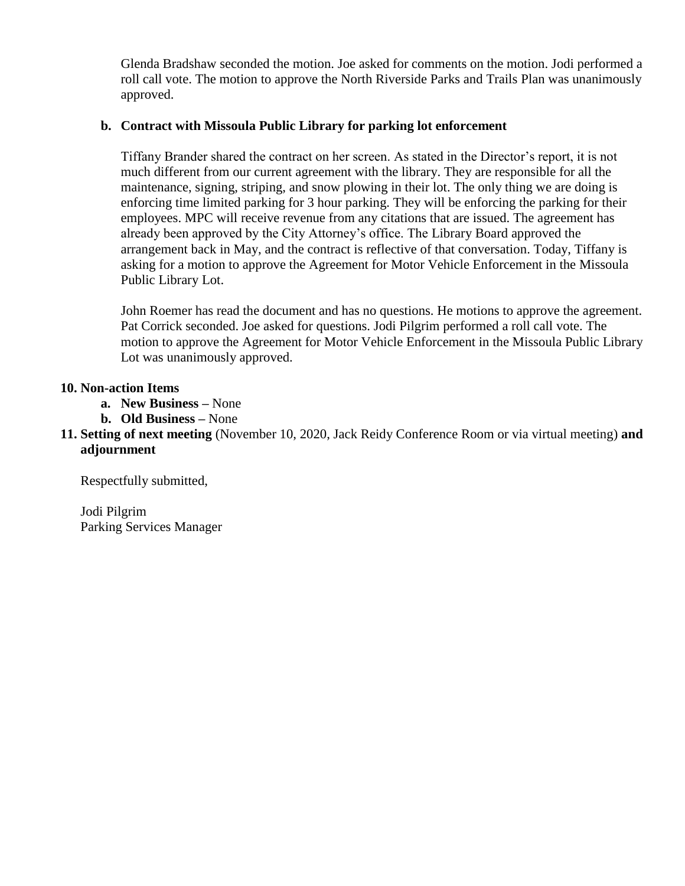Glenda Bradshaw seconded the motion. Joe asked for comments on the motion. Jodi performed a roll call vote. The motion to approve the North Riverside Parks and Trails Plan was unanimously approved.

**b. Contract with Missoula Public Library for parking lot enforcement**

Tiffany Brander shared the contract on her screen. As stated in the Director's report, it is not much different from our current agreement with the library. They are responsible for all the maintenance, signing, striping, and snow plowing in their lot. The only thing we are doing is enforcing time limited parking for 3 hour parking. They will be enforcing the parking for their employees. MPC will receive revenue from any citations that are issued. The agreement has already been approved by the City Attorney's office. The Library Board approved the arrangement back in May, and the contract is reflective of that conversation. Today, Tiffany is asking for a motion to approve the Agreement for Motor Vehicle Enforcement in the Missoula Public Library Lot.

John Roemer has read the document and has no questions. He motions to approve the agreement. Pat Corrick seconded. Joe asked for questions. Jodi Pilgrim performed a roll call vote. The motion to approve the Agreement for Motor Vehicle Enforcement in the Missoula Public Library Lot was unanimously approved.

**10. Non-action Items**

- **a. New Business –** None
- **b. Old Business –** None

**11. Setting of next meeting** (November 10, 2020, Jack Reidy Conference Room or via virtual meeting) **and adjournment**

Respectfully submitted,

Jodi Pilgrim
Parking Services Manager